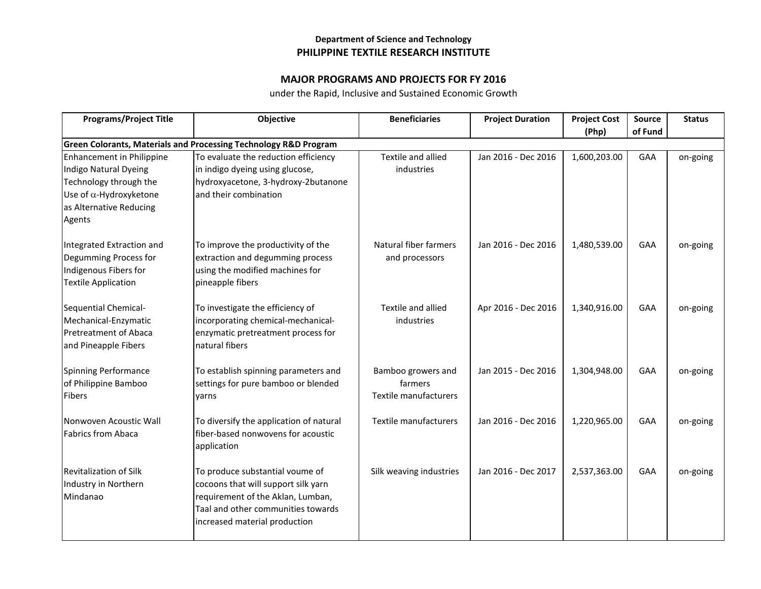**Department of Science and Technology**

# PHILIPPINE TEXTILE RESEARCH INSTITUTE

## MAJOR PROGRAMS AND PROJECTS FOR FY 2016

under the Rapid, Inclusive and Sustained Economic Growth

| Programs/Project Title | Objective | Beneficiaries | Project Duration | Project Cost (Php) | Source of Fund | Status |
|---|---|---|---|---|---|---|
| **Green Colorants, Materials and Processing Technology R&D Program** | | | | | | |
| Enhancement in Philippine Indigo Natural Dyeing Technology through the Use of $\alpha$-Hydroxyketone as Alternative Reducing Agents | To evaluate the reduction efficiency in indigo dyeing using glucose, hydroxyacetone, 3-hydroxy-2butanone and their combination | Textile and allied industries | Jan 2016 - Dec 2016 | 1,600,203.00 | GAA | on-going |
| Integrated Extraction and Degumming Process for Indigenous Fibers for Textile Application | To improve the productivity of the extraction and degumming process using the modified machines for pineapple fibers | Natural fiber farmers and processors | Jan 2016 - Dec 2016 | 1,480,539.00 | GAA | on-going |
| Sequential Chemical-Mechanical-Enzymatic Pretreatment of Abaca and Pineapple Fibers | To investigate the efficiency of incorporating chemical-mechanical-enzymatic pretreatment process for natural fibers | Textile and allied industries | Apr 2016 - Dec 2016 | 1,340,916.00 | GAA | on-going |
| Spinning Performance of Philippine Bamboo Fibers | To establish spinning parameters and settings for pure bamboo or blended yarns | Bamboo growers and farmers Textile manufacturers | Jan 2015 - Dec 2016 | 1,304,948.00 | GAA | on-going |
| Nonwoven Acoustic Wall Fabrics from Abaca | To diversify the application of natural fiber-based nonwovens for acoustic application | Textile manufacturers | Jan 2016 - Dec 2016 | 1,220,965.00 | GAA | on-going |
| Revitalization of Silk Industry in Northern Mindanao | To produce substantial voume of cocoons that will support silk yarn requirement of the Aklan, Lumban, Taal and other communities towards increased material production | Silk weaving industries | Jan 2016 - Dec 2017 | 2,537,363.00 | GAA | on-going |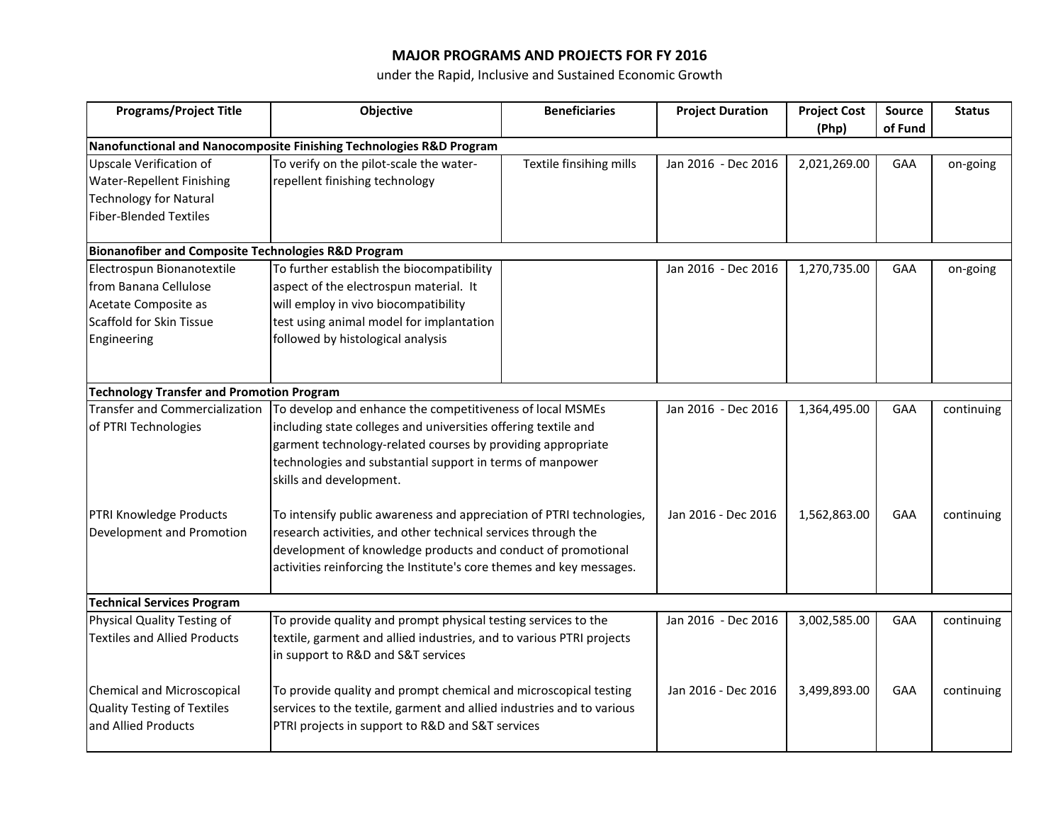# MAJOR PROGRAMS AND PROJECTS FOR FY 2016

under the Rapid, Inclusive and Sustained Economic Growth

| Programs/Project Title | Objective | Beneficiaries | Project Duration | Project Cost (Php) | Source of Fund | Status |
|---|---|---|---|---|---|---|
| **Nanofunctional and Nanocomposite Finishing Technologies R&D Program** | | | | | | |
| Upscale Verification of Water-Repellent Finishing Technology for Natural Fiber-Blended Textiles | To verify on the pilot-scale the water-repellent finishing technology | Textile finsihing mills | Jan 2016 - Dec 2016 | 2,021,269.00 | GAA | on-going |
| **Bionanofiber and Composite Technologies R&D Program** | | | | | | |
| Electrospun Bionanotextile from Banana Cellulose Acetate Composite as Scaffold for Skin Tissue Engineering | To further establish the biocompatibility aspect of the electrospun material. It will employ in vivo biocompatibility test using animal model for implantation followed by histological analysis | | Jan 2016 - Dec 2016 | 1,270,735.00 | GAA | on-going |
| **Technology Transfer and Promotion Program** | | | | | | |
| Transfer and Commercialization of PTRI Technologies | To develop and enhance the competitiveness of local MSMEs including state colleges and universities offering textile and garment technology-related courses by providing appropriate technologies and substantial support in terms of manpower skills and development. | | Jan 2016 - Dec 2016 | 1,364,495.00 | GAA | continuing |
| PTRI Knowledge Products Development and Promotion | To intensify public awareness and appreciation of PTRI technologies, research activities, and other technical services through the development of knowledge products and conduct of promotional activities reinforcing the Institute's core themes and key messages. | | Jan 2016 - Dec 2016 | 1,562,863.00 | GAA | continuing |
| **Technical Services Program** | | | | | | |
| Physical Quality Testing of Textiles and Allied Products | To provide quality and prompt physical testing services to the textile, garment and allied industries, and to various PTRI projects in support to R&D and S&T services | | Jan 2016 - Dec 2016 | 3,002,585.00 | GAA | continuing |
| Chemical and Microscopical Quality Testing of Textiles and Allied Products | To provide quality and prompt chemical and microscopical testing services to the textile, garment and allied industries and to various PTRI projects in support to R&D and S&T services | | Jan 2016 - Dec 2016 | 3,499,893.00 | GAA | continuing |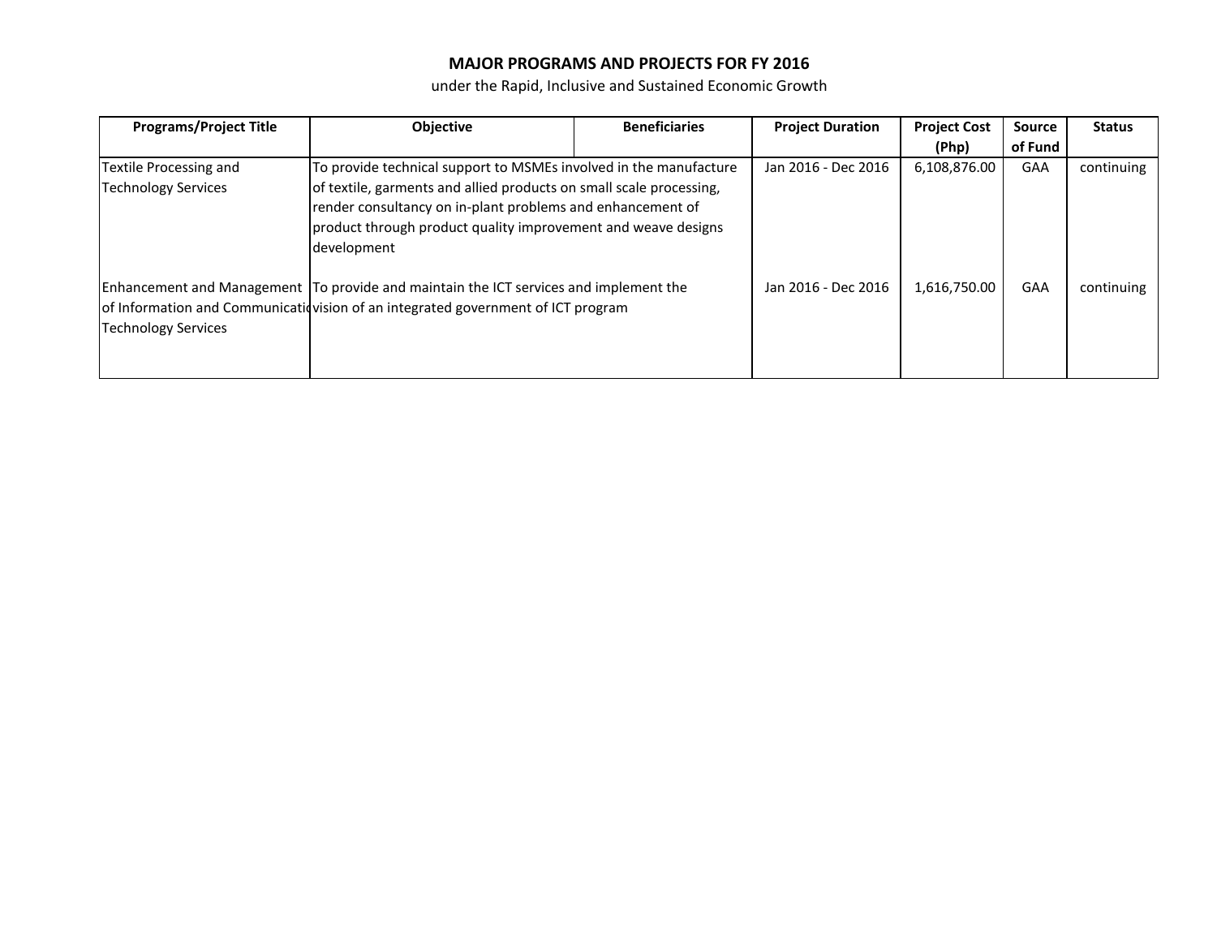**MAJOR PROGRAMS AND PROJECTS FOR FY 2016**

under the Rapid, Inclusive and Sustained Economic Growth

| Programs/Project Title | Objective | Beneficiaries | Project Duration | Project Cost (Php) | Source of Fund | Status |
|---|---|---|---|---|---|---|
| Textile Processing and Technology Services | To provide technical support to MSMEs involved in the manufacture of textile, garments and allied products on small scale processing, render consultancy on in-plant problems and enhancement of product through product quality improvement and weave designs development | | Jan 2016 - Dec 2016 | 6,108,876.00 | GAA | continuing |
| Enhancement and Management of Information and Communicatio Technology Services | To provide and maintain the ICT services and implement the vision of an integrated government of ICT program | | Jan 2016 - Dec 2016 | 1,616,750.00 | GAA | continuing |